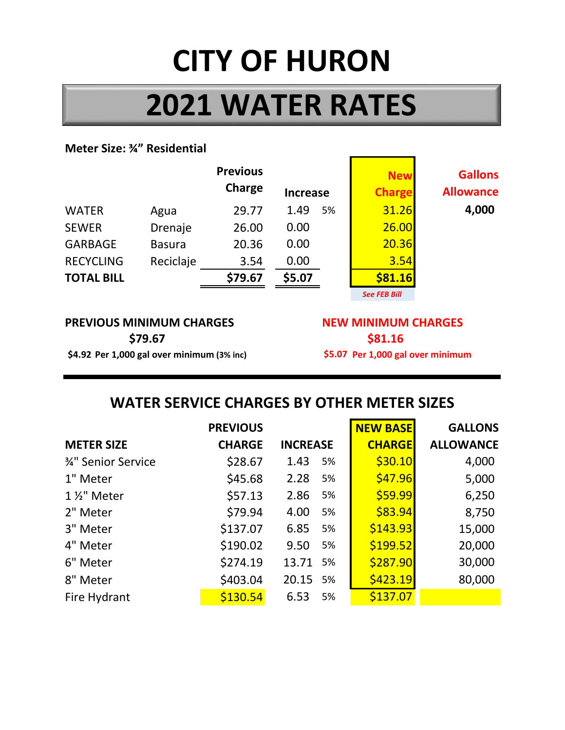# CITY OF HURON

## 2021 WATER RATES

**Meter Size: ¾" Residential**

| | | Previous Charge | Increase | | New Charge | Gallons Allowance |
|---|---|---|---|---|---|---|
| WATER | Agua | 29.77 | 1.49 | 5% | 31.26 | 4,000 |
| SEWER | Drenaje | 26.00 | 0.00 | | 26.00 | |
| GARBAGE | Basura | 20.36 | 0.00 | | 20.36 | |
| RECYCLING | Reciclaje | 3.54 | 0.00 | | 3.54 | |
| **TOTAL BILL** | | **$79.67** | **$5.07** | | **$81.16** | |
| | | | | | *See FEB Bill* | |

**PREVIOUS MINIMUM CHARGES**

**$79.67**

**$4.92 Per 1,000 gal over minimum (3% inc)**

**NEW MINIMUM CHARGES**

**$81.16**

**$5.07 Per 1,000 gal over minimum**

## WATER SERVICE CHARGES BY OTHER METER SIZES

| METER SIZE | PREVIOUS CHARGE | INCREASE | | NEW BASE CHARGE | GALLONS ALLOWANCE |
|---|---|---|---|---|---|
| ¾" Senior Service | $28.67 | 1.43 | 5% | $30.10 | 4,000 |
| 1" Meter | $45.68 | 2.28 | 5% | $47.96 | 5,000 |
| 1 ½" Meter | $57.13 | 2.86 | 5% | $59.99 | 6,250 |
| 2" Meter | $79.94 | 4.00 | 5% | $83.94 | 8,750 |
| 3" Meter | $137.07 | 6.85 | 5% | $143.93 | 15,000 |
| 4" Meter | $190.02 | 9.50 | 5% | $199.52 | 20,000 |
| 6" Meter | $274.19 | 13.71 | 5% | $287.90 | 30,000 |
| 8" Meter | $403.04 | 20.15 | 5% | $423.19 | 80,000 |
| Fire Hydrant | $130.54 | 6.53 | 5% | $137.07 | |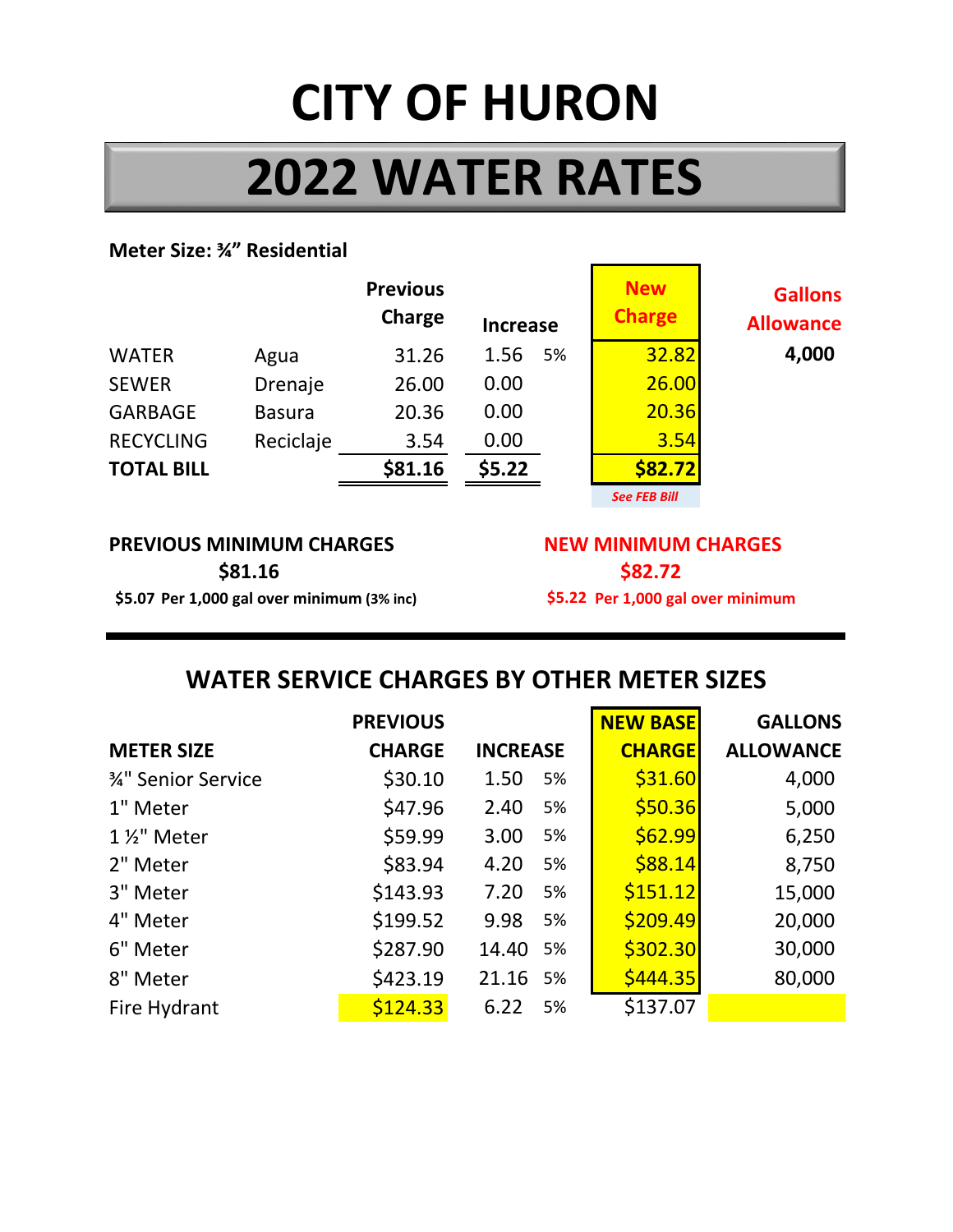# CITY OF HURON

# 2022 WATER RATES

**Meter Size: ¾" Residential**

| | | Previous Charge | Increase | | New Charge | Gallons Allowance |
|---|---|---|---|---|---|---|
| WATER | Agua | 31.26 | 1.56 | 5% | 32.82 | 4,000 |
| SEWER | Drenaje | 26.00 | 0.00 | | 26.00 | |
| GARBAGE | Basura | 20.36 | 0.00 | | 20.36 | |
| RECYCLING | Reciclaje | 3.54 | 0.00 | | 3.54 | |
| **TOTAL BILL** | | **$81.16** | **$5.22** | | **$82.72** | |
| | | | | | *See FEB Bill* | |

**PREVIOUS MINIMUM CHARGES**

**$81.16**

**$5.07 Per 1,000 gal over minimum (3% inc)**

**NEW MINIMUM CHARGES**

**$82.72**

**$5.22 Per 1,000 gal over minimum**

## WATER SERVICE CHARGES BY OTHER METER SIZES

| METER SIZE | PREVIOUS CHARGE | INCREASE | | NEW BASE CHARGE | GALLONS ALLOWANCE |
|---|---|---|---|---|---|
| ¾" Senior Service | $30.10 | 1.50 | 5% | $31.60 | 4,000 |
| 1" Meter | $47.96 | 2.40 | 5% | $50.36 | 5,000 |
| 1 ½" Meter | $59.99 | 3.00 | 5% | $62.99 | 6,250 |
| 2" Meter | $83.94 | 4.20 | 5% | $88.14 | 8,750 |
| 3" Meter | $143.93 | 7.20 | 5% | $151.12 | 15,000 |
| 4" Meter | $199.52 | 9.98 | 5% | $209.49 | 20,000 |
| 6" Meter | $287.90 | 14.40 | 5% | $302.30 | 30,000 |
| 8" Meter | $423.19 | 21.16 | 5% | $444.35 | 80,000 |
| Fire Hydrant | $124.33 | 6.22 | 5% | $137.07 | |